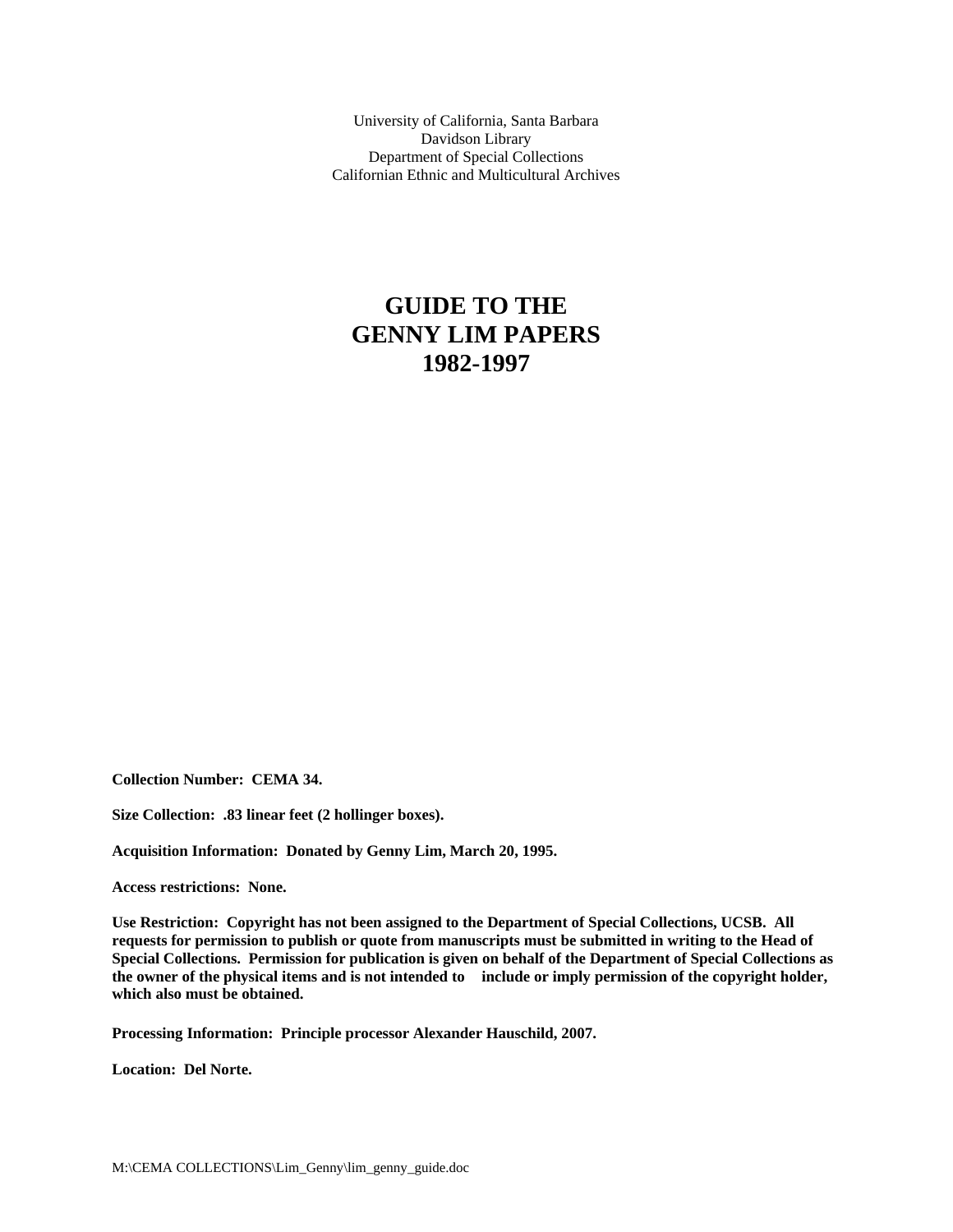University of California, Santa Barbara
Davidson Library
Department of Special Collections
Californian Ethnic and Multicultural Archives

# GUIDE TO THE GENNY LIM PAPERS 1982-1997

**Collection Number: CEMA 34.**

**Size Collection: .83 linear feet (2 hollinger boxes).**

**Acquisition Information: Donated by Genny Lim, March 20, 1995.**

**Access restrictions: None.**

**Use Restriction: Copyright has not been assigned to the Department of Special Collections, UCSB. All requests for permission to publish or quote from manuscripts must be submitted in writing to the Head of Special Collections. Permission for publication is given on behalf of the Department of Special Collections as the owner of the physical items and is not intended to include or imply permission of the copyright holder, which also must be obtained.**

**Processing Information: Principle processor Alexander Hauschild, 2007.**

**Location: Del Norte.**

M:\CEMA COLLECTIONS\Lim_Genny\lim_genny_guide.doc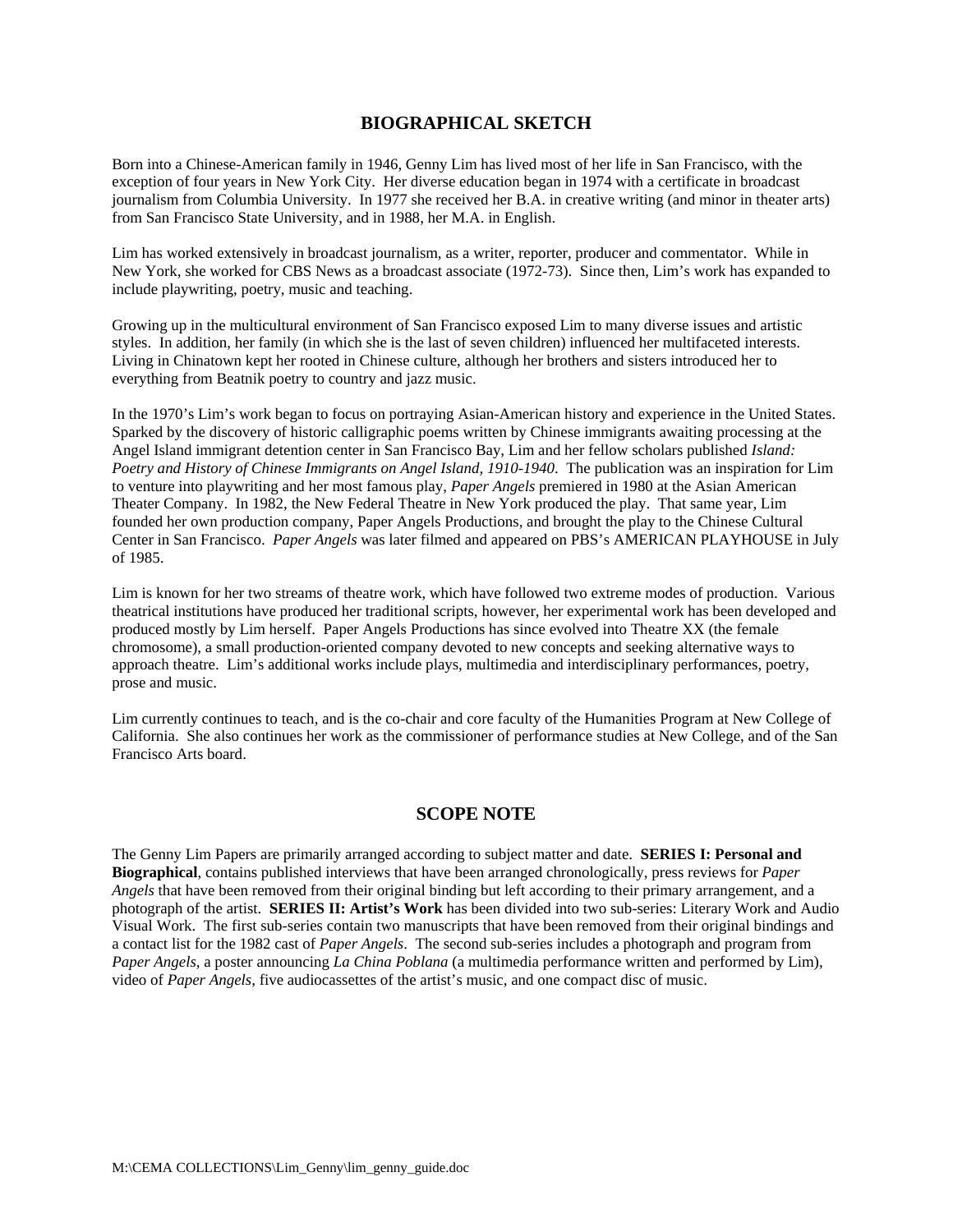## BIOGRAPHICAL SKETCH

Born into a Chinese-American family in 1946, Genny Lim has lived most of her life in San Francisco, with the exception of four years in New York City. Her diverse education began in 1974 with a certificate in broadcast journalism from Columbia University. In 1977 she received her B.A. in creative writing (and minor in theater arts) from San Francisco State University, and in 1988, her M.A. in English.

Lim has worked extensively in broadcast journalism, as a writer, reporter, producer and commentator. While in New York, she worked for CBS News as a broadcast associate (1972-73). Since then, Lim's work has expanded to include playwriting, poetry, music and teaching.

Growing up in the multicultural environment of San Francisco exposed Lim to many diverse issues and artistic styles. In addition, her family (in which she is the last of seven children) influenced her multifaceted interests. Living in Chinatown kept her rooted in Chinese culture, although her brothers and sisters introduced her to everything from Beatnik poetry to country and jazz music.

In the 1970's Lim's work began to focus on portraying Asian-American history and experience in the United States. Sparked by the discovery of historic calligraphic poems written by Chinese immigrants awaiting processing at the Angel Island immigrant detention center in San Francisco Bay, Lim and her fellow scholars published *Island: Poetry and History of Chinese Immigrants on Angel Island, 1910-1940*. The publication was an inspiration for Lim to venture into playwriting and her most famous play, *Paper Angels* premiered in 1980 at the Asian American Theater Company. In 1982, the New Federal Theatre in New York produced the play. That same year, Lim founded her own production company, Paper Angels Productions, and brought the play to the Chinese Cultural Center in San Francisco. *Paper Angels* was later filmed and appeared on PBS's AMERICAN PLAYHOUSE in July of 1985.

Lim is known for her two streams of theatre work, which have followed two extreme modes of production. Various theatrical institutions have produced her traditional scripts, however, her experimental work has been developed and produced mostly by Lim herself. Paper Angels Productions has since evolved into Theatre XX (the female chromosome), a small production-oriented company devoted to new concepts and seeking alternative ways to approach theatre. Lim's additional works include plays, multimedia and interdisciplinary performances, poetry, prose and music.

Lim currently continues to teach, and is the co-chair and core faculty of the Humanities Program at New College of California. She also continues her work as the commissioner of performance studies at New College, and of the San Francisco Arts board.

## SCOPE NOTE

The Genny Lim Papers are primarily arranged according to subject matter and date. **SERIES I: Personal and Biographical**, contains published interviews that have been arranged chronologically, press reviews for *Paper Angels* that have been removed from their original binding but left according to their primary arrangement, and a photograph of the artist. **SERIES II: Artist's Work** has been divided into two sub-series: Literary Work and Audio Visual Work. The first sub-series contain two manuscripts that have been removed from their original bindings and a contact list for the 1982 cast of *Paper Angels*. The second sub-series includes a photograph and program from *Paper Angels*, a poster announcing *La China Poblana* (a multimedia performance written and performed by Lim), video of *Paper Angels*, five audiocassettes of the artist's music, and one compact disc of music.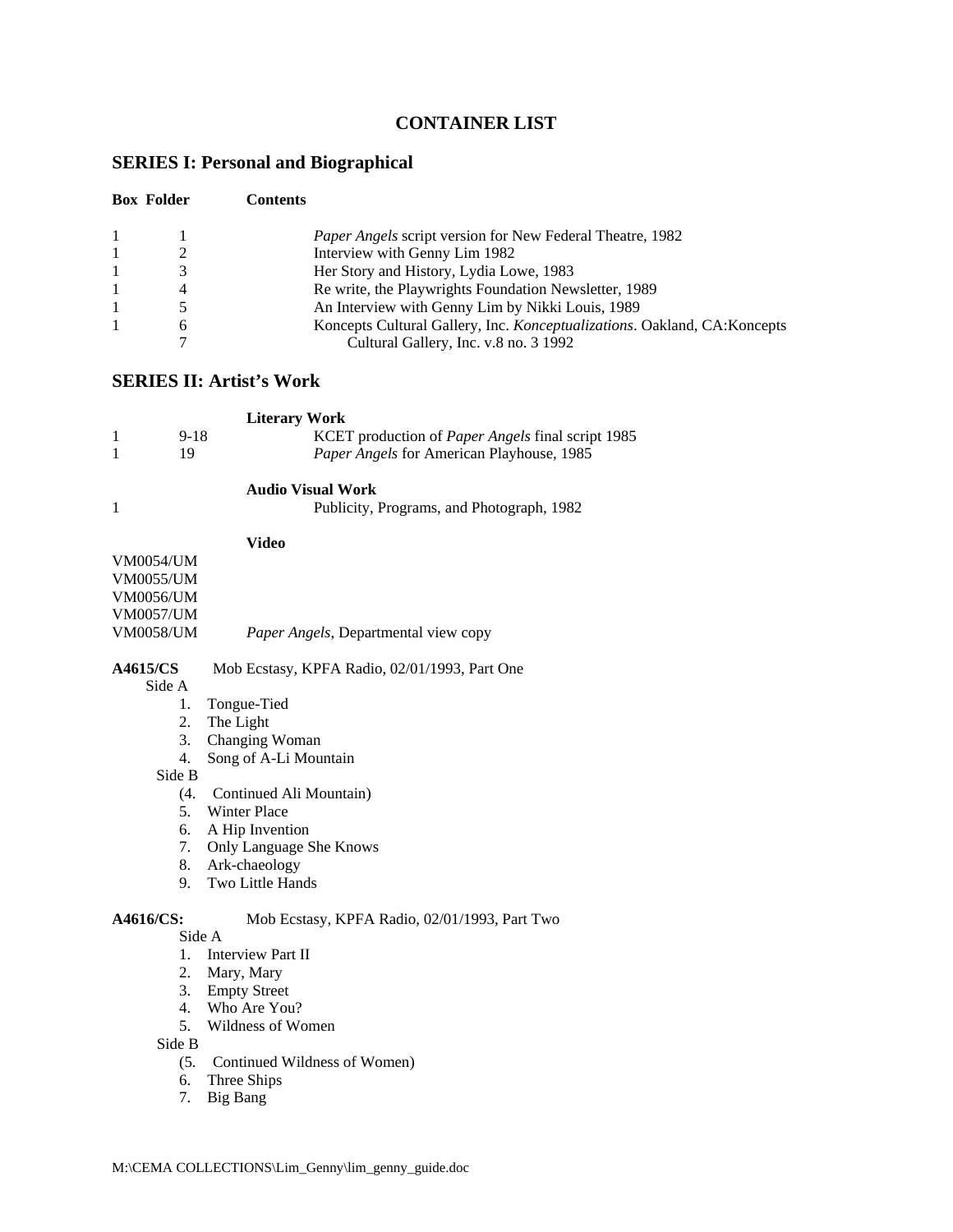# CONTAINER LIST

## SERIES I: Personal and Biographical

| Box | Folder | Contents |
|---|---|---|
| 1 | 1 | *Paper Angels* script version for New Federal Theatre, 1982 |
| 1 | 2 | Interview with Genny Lim 1982 |
| 1 | 3 | Her Story and History, Lydia Lowe, 1983 |
| 1 | 4 | Re write, the Playwrights Foundation Newsletter, 1989 |
| 1 | 5 | An Interview with Genny Lim by Nikki Louis, 1989 |
| 1 | 6 | Koncepts Cultural Gallery, Inc. *Konceptualizations*. Oakland, CA:Koncepts Cultural Gallery, Inc. v.8 no. 3 1992 |
| | 7 | |

## SERIES II: Artist's Work

**Literary Work**

| Box | Folder | Contents |
|---|---|---|
| 1 | 9-18 | KCET production of *Paper Angels* final script 1985 |
| 1 | 19 | *Paper Angels* for American Playhouse, 1985 |

**Audio Visual Work**

| Box | Folder | Contents |
|---|---|---|
| 1 | | Publicity, Programs, and Photograph, 1982 |

**Video**

VM0054/UM
VM0055/UM
VM0056/UM
VM0057/UM
VM0058/UM *Paper Angels*, Departmental view copy

**A4615/CS** Mob Ecstasy, KPFA Radio, 02/01/1993, Part One

Side A

1. Tongue-Tied
2. The Light
3. Changing Woman
4. Song of A-Li Mountain

Side B

(4. Continued Ali Mountain)

5. Winter Place
6. A Hip Invention
7. Only Language She Knows
8. Ark-chaeology
9. Two Little Hands

**A4616/CS:** Mob Ecstasy, KPFA Radio, 02/01/1993, Part Two

Side A

1. Interview Part II
2. Mary, Mary
3. Empty Street
4. Who Are You?
5. Wildness of Women

Side B

(5. Continued Wildness of Women)

6. Three Ships
7. Big Bang

M:\CEMA COLLECTIONS\Lim_Genny\lim_genny_guide.doc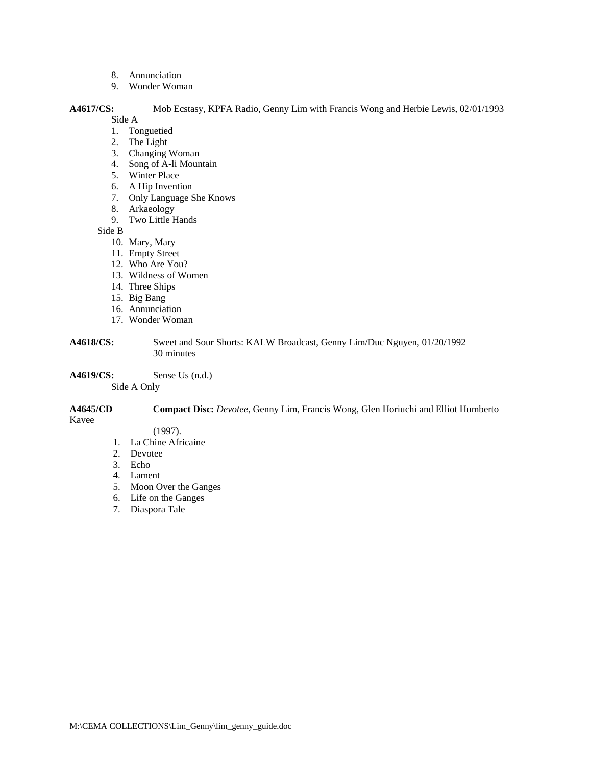8. Annunciation
9. Wonder Woman

**A4617/CS:** Mob Ecstasy, KPFA Radio, Genny Lim with Francis Wong and Herbie Lewis, 02/01/1993

Side A

1. Tonguetied
2. The Light
3. Changing Woman
4. Song of A-li Mountain
5. Winter Place
6. A Hip Invention
7. Only Language She Knows
8. Arkaeology
9. Two Little Hands

Side B

10. Mary, Mary
11. Empty Street
12. Who Are You?
13. Wildness of Women
14. Three Ships
15. Big Bang
16. Annunciation
17. Wonder Woman

**A4618/CS:** Sweet and Sour Shorts: KALW Broadcast, Genny Lim/Duc Nguyen, 01/20/1992
30 minutes

**A4619/CS:** Sense Us (n.d.)

Side A Only

**A4645/CD** **Compact Disc:** *Devotee*, Genny Lim, Francis Wong, Glen Horiuchi and Elliot Humberto Kavee (1997).

1. La Chine Africaine
2. Devotee
3. Echo
4. Lament
5. Moon Over the Ganges
6. Life on the Ganges
7. Diaspora Tale